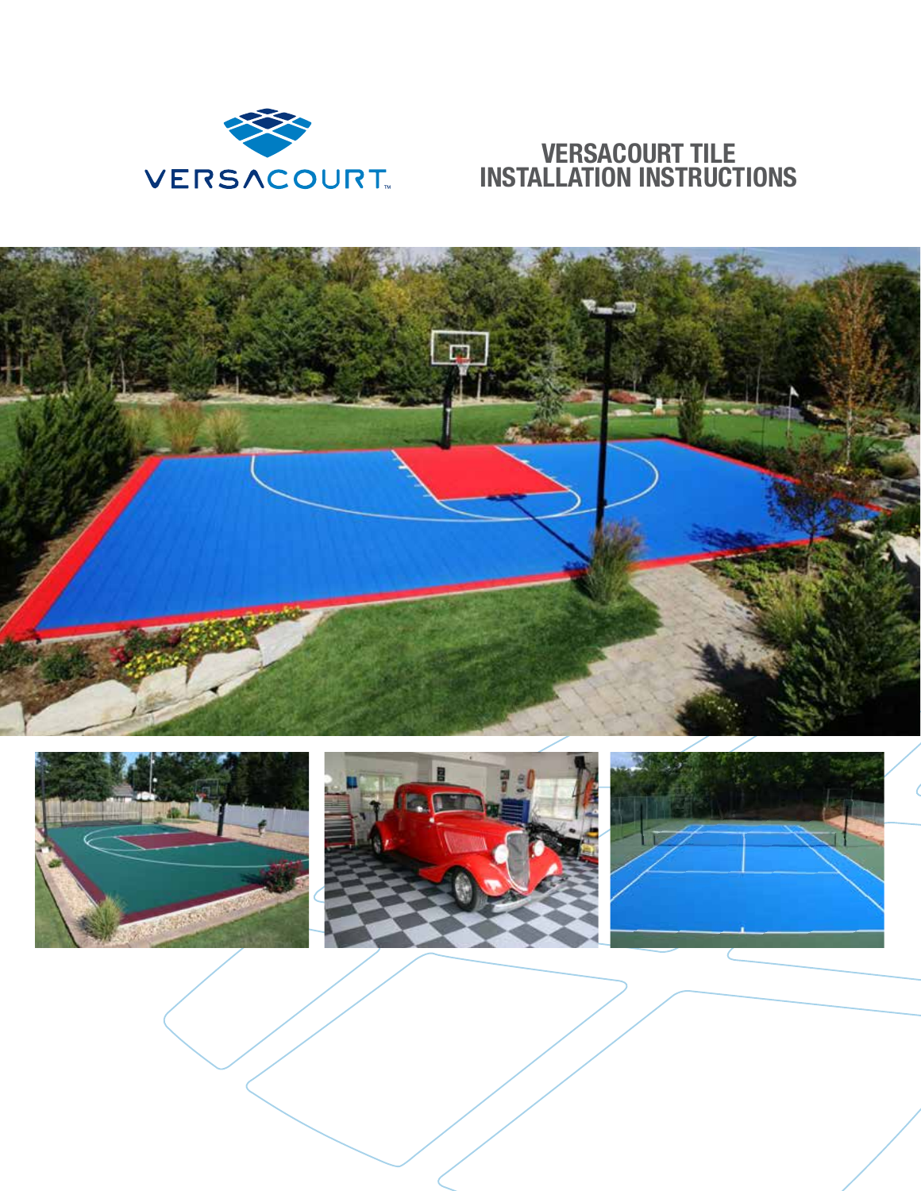VERSACOURT™

# VERSACOURT TILE INSTALLATION INSTRUCTIONS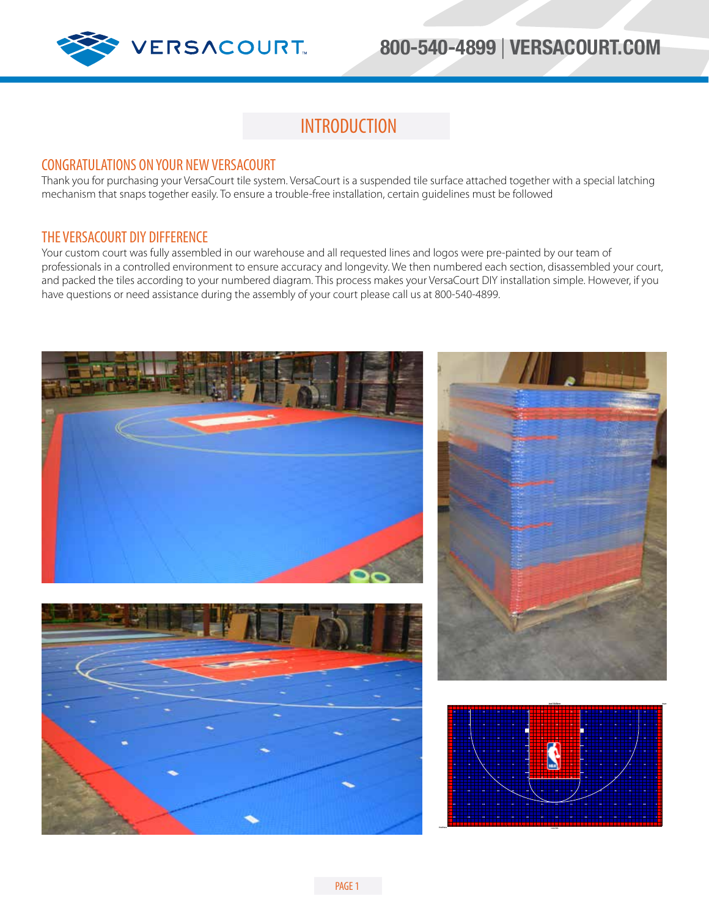# INTRODUCTION

## CONGRATULATIONS ON YOUR NEW VERSACOURT

Thank you for purchasing your VersaCourt tile system. VersaCourt is a suspended tile surface attached together with a special latching mechanism that snaps together easily. To ensure a trouble-free installation, certain guidelines must be followed

## THE VERSACOURT DIY DIFFERENCE

Your custom court was fully assembled in our warehouse and all requested lines and logos were pre-painted by our team of professionals in a controlled environment to ensure accuracy and longevity. We then numbered each section, disassembled your court, and packed the tiles according to your numbered diagram. This process makes your VersaCourt DIY installation simple. However, if you have questions or need assistance during the assembly of your court please call us at 800-540-4899.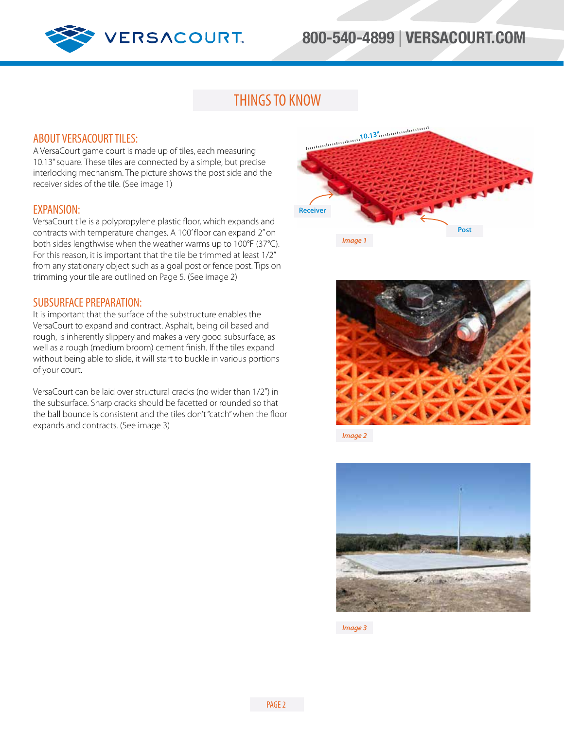# THINGS TO KNOW

## ABOUT VERSACOURT TILES:

A VersaCourt game court is made up of tiles, each measuring 10.13" square. These tiles are connected by a simple, but precise interlocking mechanism. The picture shows the post side and the receiver sides of the tile. (See image 1)

Receiver

Post

10.13"

*Image 1*

## EXPANSION:

VersaCourt tile is a polypropylene plastic floor, which expands and contracts with temperature changes. A 100' floor can expand 2" on both sides lengthwise when the weather warms up to 100°F (37°C). For this reason, it is important that the tile be trimmed at least 1/2" from any stationary object such as a goal post or fence post. Tips on trimming your tile are outlined on Page 5. (See image 2)

*Image 2*

## SUBSURFACE PREPARATION:

It is important that the surface of the substructure enables the VersaCourt to expand and contract. Asphalt, being oil based and rough, is inherently slippery and makes a very good subsurface, as well as a rough (medium broom) cement finish. If the tiles expand without being able to slide, it will start to buckle in various portions of your court.

VersaCourt can be laid over structural cracks (no wider than 1/2") in the subsurface. Sharp cracks should be facetted or rounded so that the ball bounce is consistent and the tiles don't "catch" when the floor expands and contracts. (See image 3)

*Image 3*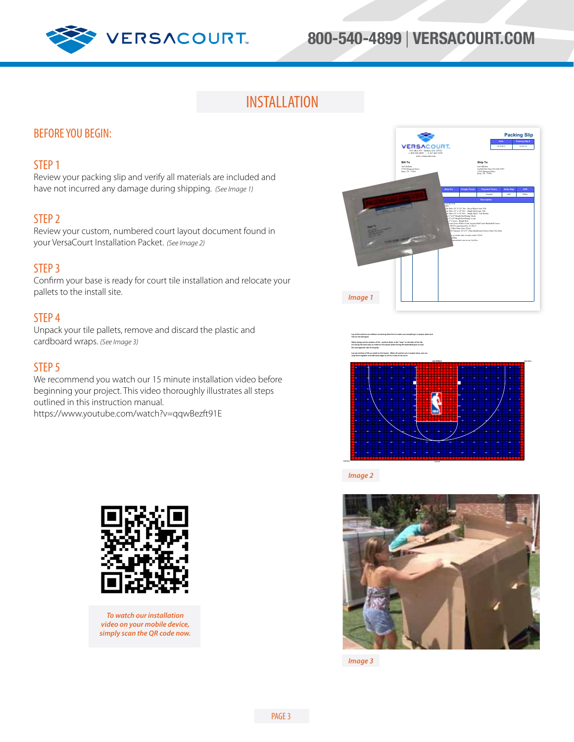# INSTALLATION

## BEFORE YOU BEGIN:

### STEP 1

Review your packing slip and verify all materials are included and have not incurred any damage during shipping. *(See Image 1)*

### STEP 2

Review your custom, numbered court layout document found in your VersaCourt Installation Packet. *(See Image 2)*

### STEP 3

Confirm your base is ready for court tile installation and relocate your pallets to the install site.

### STEP 4

Unpack your tile pallets, remove and discard the plastic and cardboard wraps. *(See Image 3)*

### STEP 5

We recommend you watch our 15 minute installation video before beginning your project. This video thoroughly illustrates all steps outlined in this instruction manual.
https://www.youtube.com/watch?v=qqwBezft91E

*Image 1*

*Image 2*

*To watch our installation video on your mobile device, simply scan the QR code now.*

*Image 3*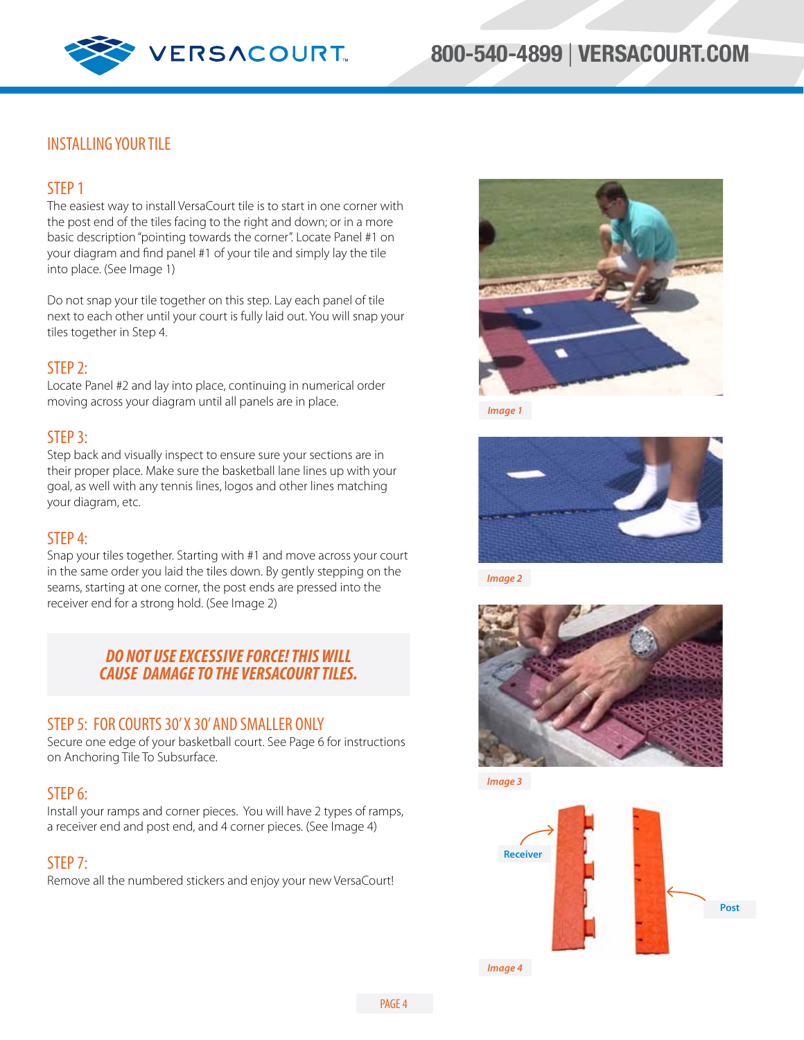## INSTALLING YOUR TILE

### STEP 1

The easiest way to install VersaCourt tile is to start in one corner with the post end of the tiles facing to the right and down; or in a more basic description "pointing towards the corner". Locate Panel #1 on your diagram and find panel #1 of your tile and simply lay the tile into place. (See Image 1)

Do not snap your tile together on this step. Lay each panel of tile next to each other until your court is fully laid out. You will snap your tiles together in Step 4.

### STEP 2:

Locate Panel #2 and lay into place, continuing in numerical order moving across your diagram until all panels are in place.

### STEP 3:

Step back and visually inspect to ensure sure your sections are in their proper place. Make sure the basketball lane lines up with your goal, as well with any tennis lines, logos and other lines matching your diagram, etc.

### STEP 4:

Snap your tiles together. Starting with #1 and move across your court in the same order you laid the tiles down. By gently stepping on the seams, starting at one corner, the post ends are pressed into the receiver end for a strong hold. (See Image 2)

***DO NOT USE EXCESSIVE FORCE! THIS WILL CAUSE DAMAGE TO THE VERSACOURT TILES.***

### STEP 5: FOR COURTS 30' X 30' AND SMALLER ONLY

Secure one edge of your basketball court. See Page 6 for instructions on Anchoring Tile To Subsurface.

### STEP 6:

Install your ramps and corner pieces. You will have 2 types of ramps, a receiver end and post end, and 4 corner pieces. (See Image 4)

### STEP 7:

Remove all the numbered stickers and enjoy your new VersaCourt!

*Image 1*

*Image 2*

*Image 3*

Receiver

Post

*Image 4*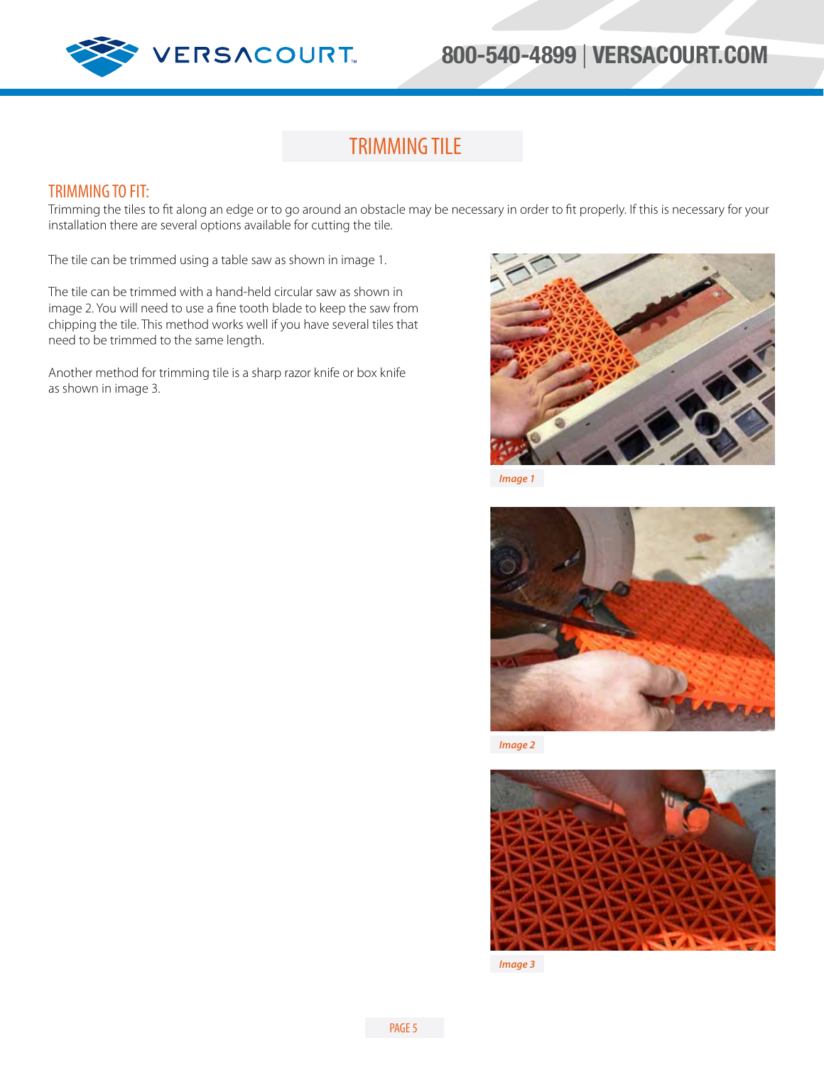# TRIMMING TILE

## TRIMMING TO FIT:

Trimming the tiles to fit along an edge or to go around an obstacle may be necessary in order to fit properly. If this is necessary for your installation there are several options available for cutting the tile.

The tile can be trimmed using a table saw as shown in image 1.

The tile can be trimmed with a hand-held circular saw as shown in image 2. You will need to use a fine tooth blade to keep the saw from chipping the tile. This method works well if you have several tiles that need to be trimmed to the same length.

Another method for trimming tile is a sharp razor knife or box knife as shown in image 3.

*Image 1*

*Image 2*

*Image 3*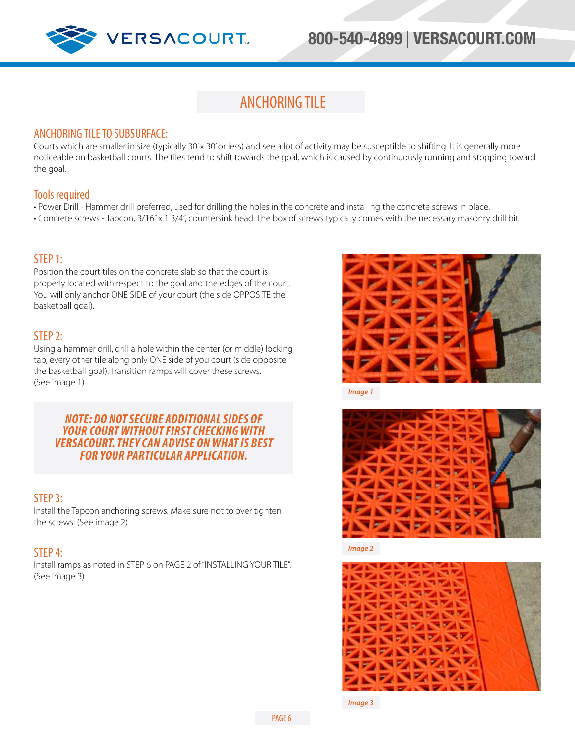# ANCHORING TILE

## ANCHORING TILE TO SUBSURFACE:

Courts which are smaller in size (typically 30' x 30' or less) and see a lot of activity may be susceptible to shifting. It is generally more noticeable on basketball courts. The tiles tend to shift towards the goal, which is caused by continuously running and stopping toward the goal.

### Tools required

- Power Drill - Hammer drill preferred, used for drilling the holes in the concrete and installing the concrete screws in place.
- Concrete screws - Tapcon, 3/16" x 1 3/4", countersink head. The box of screws typically comes with the necessary masonry drill bit.

### STEP 1:

Position the court tiles on the concrete slab so that the court is properly located with respect to the goal and the edges of the court. You will only anchor ONE SIDE of your court (the side OPPOSITE the basketball goal).

### STEP 2:

Using a hammer drill, drill a hole within the center (or middle) locking tab, every other tile along only ONE side of you court (side opposite the basketball goal). Transition ramps will cover these screws. (See image 1)

***NOTE: DO NOT SECURE ADDITIONAL SIDES OF YOUR COURT WITHOUT FIRST CHECKING WITH VERSACOURT. THEY CAN ADVISE ON WHAT IS BEST FOR YOUR PARTICULAR APPLICATION.***

### STEP 3:

Install the Tapcon anchoring screws. Make sure not to over tighten the screws. (See image 2)

### STEP 4:

Install ramps as noted in STEP 6 on PAGE 2 of "INSTALLING YOUR TILE". (See image 3)

*Image 1*

*Image 2*

*Image 3*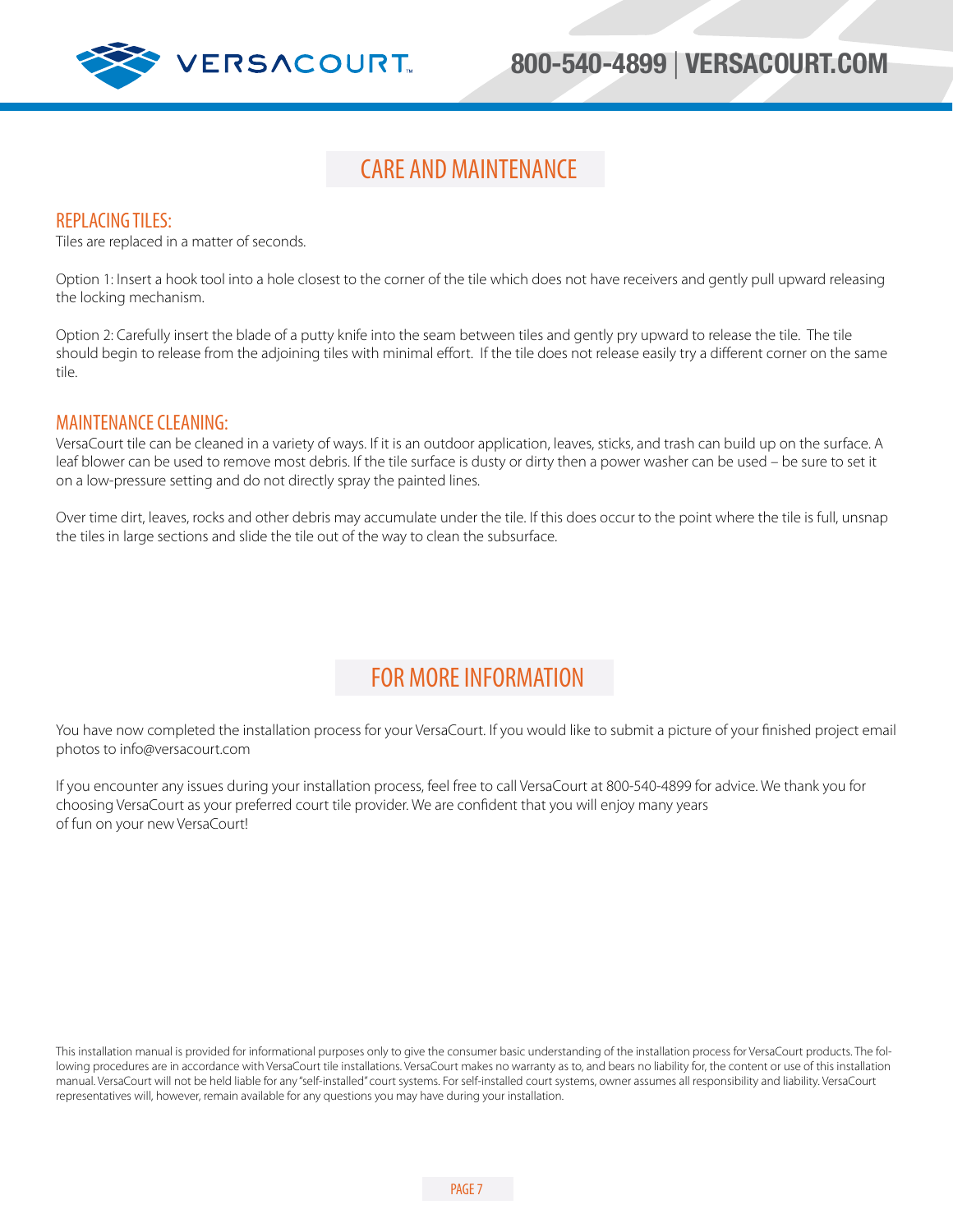# CARE AND MAINTENANCE

## REPLACING TILES:

Tiles are replaced in a matter of seconds.

Option 1: Insert a hook tool into a hole closest to the corner of the tile which does not have receivers and gently pull upward releasing the locking mechanism.

Option 2: Carefully insert the blade of a putty knife into the seam between tiles and gently pry upward to release the tile. The tile should begin to release from the adjoining tiles with minimal effort. If the tile does not release easily try a different corner on the same tile.

## MAINTENANCE CLEANING:

VersaCourt tile can be cleaned in a variety of ways. If it is an outdoor application, leaves, sticks, and trash can build up on the surface. A leaf blower can be used to remove most debris. If the tile surface is dusty or dirty then a power washer can be used – be sure to set it on a low-pressure setting and do not directly spray the painted lines.

Over time dirt, leaves, rocks and other debris may accumulate under the tile. If this does occur to the point where the tile is full, unsnap the tiles in large sections and slide the tile out of the way to clean the subsurface.

# FOR MORE INFORMATION

You have now completed the installation process for your VersaCourt. If you would like to submit a picture of your finished project email photos to info@versacourt.com

If you encounter any issues during your installation process, feel free to call VersaCourt at 800-540-4899 for advice. We thank you for choosing VersaCourt as your preferred court tile provider. We are confident that you will enjoy many years of fun on your new VersaCourt!

This installation manual is provided for informational purposes only to give the consumer basic understanding of the installation process for VersaCourt products. The following procedures are in accordance with VersaCourt tile installations. VersaCourt makes no warranty as to, and bears no liability for, the content or use of this installation manual. VersaCourt will not be held liable for any "self-installed" court systems. For self-installed court systems, owner assumes all responsibility and liability. VersaCourt representatives will, however, remain available for any questions you may have during your installation.